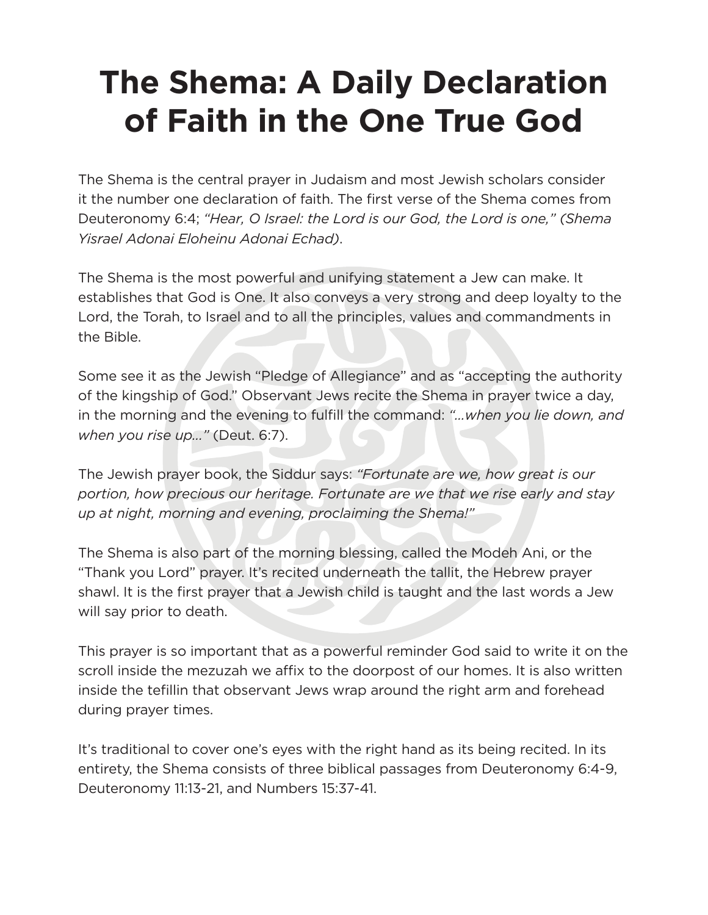# The Shema: A Daily Declaration of Faith in the One True God

The Shema is the central prayer in Judaism and most Jewish scholars consider it the number one declaration of faith. The first verse of the Shema comes from Deuteronomy 6:4; *"Hear, O Israel: the Lord is our God, the Lord is one," (Shema Yisrael Adonai Eloheinu Adonai Echad)*.

The Shema is the most powerful and unifying statement a Jew can make. It establishes that God is One. It also conveys a very strong and deep loyalty to the Lord, the Torah, to Israel and to all the principles, values and commandments in the Bible.

Some see it as the Jewish "Pledge of Allegiance" and as "accepting the authority of the kingship of God." Observant Jews recite the Shema in prayer twice a day, in the morning and the evening to fulfill the command: *"…when you lie down, and when you rise up…"* (Deut. 6:7).

The Jewish prayer book, the Siddur says: *"Fortunate are we, how great is our portion, how precious our heritage. Fortunate are we that we rise early and stay up at night, morning and evening, proclaiming the Shema!"*

The Shema is also part of the morning blessing, called the Modeh Ani, or the "Thank you Lord" prayer. It's recited underneath the tallit, the Hebrew prayer shawl. It is the first prayer that a Jewish child is taught and the last words a Jew will say prior to death.

This prayer is so important that as a powerful reminder God said to write it on the scroll inside the mezuzah we affix to the doorpost of our homes. It is also written inside the tefillin that observant Jews wrap around the right arm and forehead during prayer times.

It's traditional to cover one's eyes with the right hand as its being recited. In its entirety, the Shema consists of three biblical passages from Deuteronomy 6:4-9, Deuteronomy 11:13-21, and Numbers 15:37-41.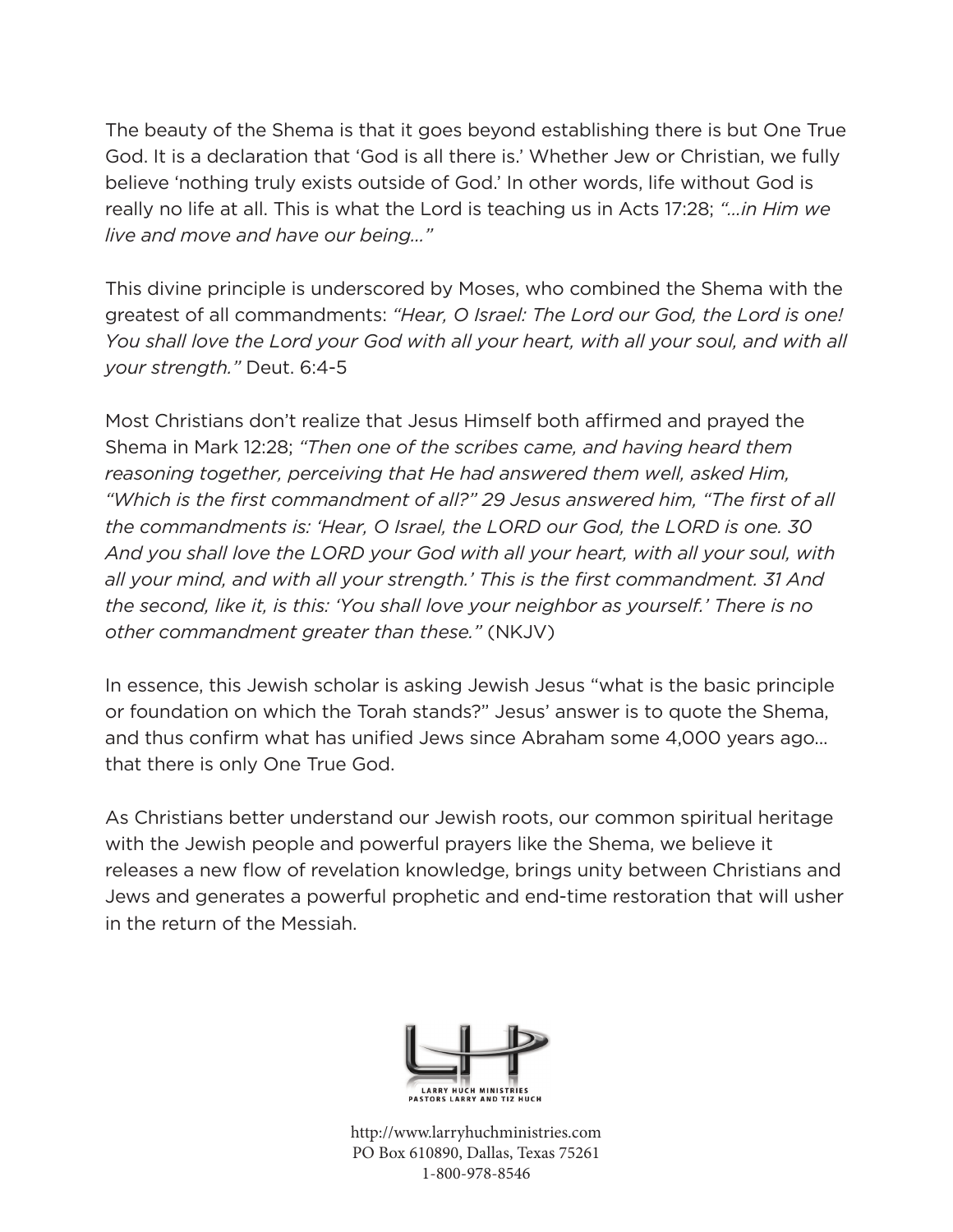The beauty of the Shema is that it goes beyond establishing there is but One True God. It is a declaration that 'God is all there is.' Whether Jew or Christian, we fully believe 'nothing truly exists outside of God.' In other words, life without God is really no life at all. This is what the Lord is teaching us in Acts 17:28; *"...in Him we live and move and have our being..."*

This divine principle is underscored by Moses, who combined the Shema with the greatest of all commandments: *"Hear, O Israel: The Lord our God, the Lord is one! You shall love the Lord your God with all your heart, with all your soul, and with all your strength."* Deut. 6:4-5

Most Christians don't realize that Jesus Himself both affirmed and prayed the Shema in Mark 12:28; *"Then one of the scribes came, and having heard them reasoning together, perceiving that He had answered them well, asked Him, "Which is the first commandment of all?" 29 Jesus answered him, "The first of all the commandments is: 'Hear, O Israel, the LORD our God, the LORD is one. 30 And you shall love the LORD your God with all your heart, with all your soul, with all your mind, and with all your strength.' This is the first commandment. 31 And the second, like it, is this: 'You shall love your neighbor as yourself.' There is no other commandment greater than these."* (NKJV)

In essence, this Jewish scholar is asking Jewish Jesus "what is the basic principle or foundation on which the Torah stands?" Jesus' answer is to quote the Shema, and thus confirm what has unified Jews since Abraham some 4,000 years ago... that there is only One True God.

As Christians better understand our Jewish roots, our common spiritual heritage with the Jewish people and powerful prayers like the Shema, we believe it releases a new flow of revelation knowledge, brings unity between Christians and Jews and generates a powerful prophetic and end-time restoration that will usher in the return of the Messiah.

LARRY HUCH MINISTRIES
PASTORS LARRY AND TIZ HUCH

http://www.larryhuchministries.com
PO Box 610890, Dallas, Texas 75261
1-800-978-8546